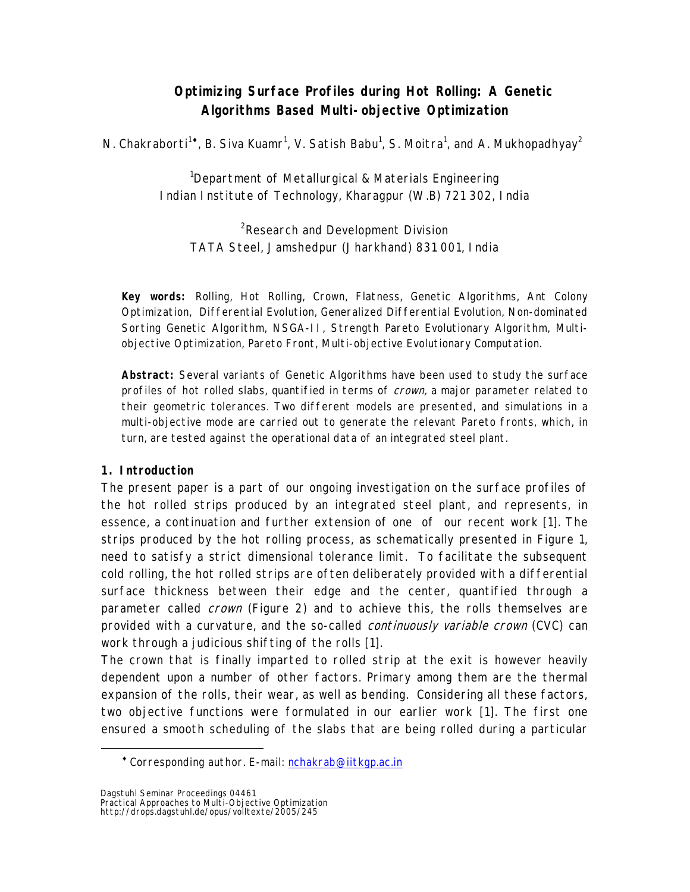# Optimizing Surface Profiles during Hot Rolling: A Genetic Algorithms Based Multi-objective Optimization

N. Chakraborti[1♦], B. Siva Kuamr[1], V. Satish Babu[1], S. Moitra[1], and A. Mukhopadhyay[2]

[1]Department of Metallurgical & Materials Engineering
Indian Institute of Technology, Kharagpur (W.B) 721 302, India

[2]Research and Development Division
TATA Steel, Jamshedpur (Jharkhand) 831 001, India

**Key words:** Rolling, Hot Rolling, Crown, Flatness, Genetic Algorithms, Ant Colony Optimization, Differential Evolution, Generalized Differential Evolution, Non-dominated Sorting Genetic Algorithm, NSGA-II, Strength Pareto Evolutionary Algorithm, Multi-objective Optimization, Pareto Front, Multi-objective Evolutionary Computation.

**Abstract:** Several variants of Genetic Algorithms have been used to study the surface profiles of hot rolled slabs, quantified in terms of *crown,* a major parameter related to their geometric tolerances. Two different models are presented, and simulations in a multi-objective mode are carried out to generate the relevant Pareto fronts, which, in turn, are tested against the operational data of an integrated steel plant.

## 1. Introduction

The present paper is a part of our ongoing investigation on the surface profiles of the hot rolled strips produced by an integrated steel plant, and represents, in essence, a continuation and further extension of one of our recent work [1]. The strips produced by the hot rolling process, as schematically presented in Figure 1, need to satisfy a strict dimensional tolerance limit. To facilitate the subsequent cold rolling, the hot rolled strips are often deliberately provided with a differential surface thickness between their edge and the center, quantified through a parameter called *crown* (Figure 2) and to achieve this, the rolls themselves are provided with a curvature, and the so-called *continuously variable crown* (CVC) can work through a judicious shifting of the rolls [1].

The crown that is finally imparted to rolled strip at the exit is however heavily dependent upon a number of other factors. Primary among them are the thermal expansion of the rolls, their wear, as well as bending. Considering all these factors, two objective functions were formulated in our earlier work [1]. The first one ensured a smooth scheduling of the slabs that are being rolled during a particular

♦ Corresponding author. E-mail: nchakrab@iitkgp.ac.in

Dagstuhl Seminar Proceedings 04461
Practical Approaches to Multi-Objective Optimization
http://drops.dagstuhl.de/opus/volltexte/2005/245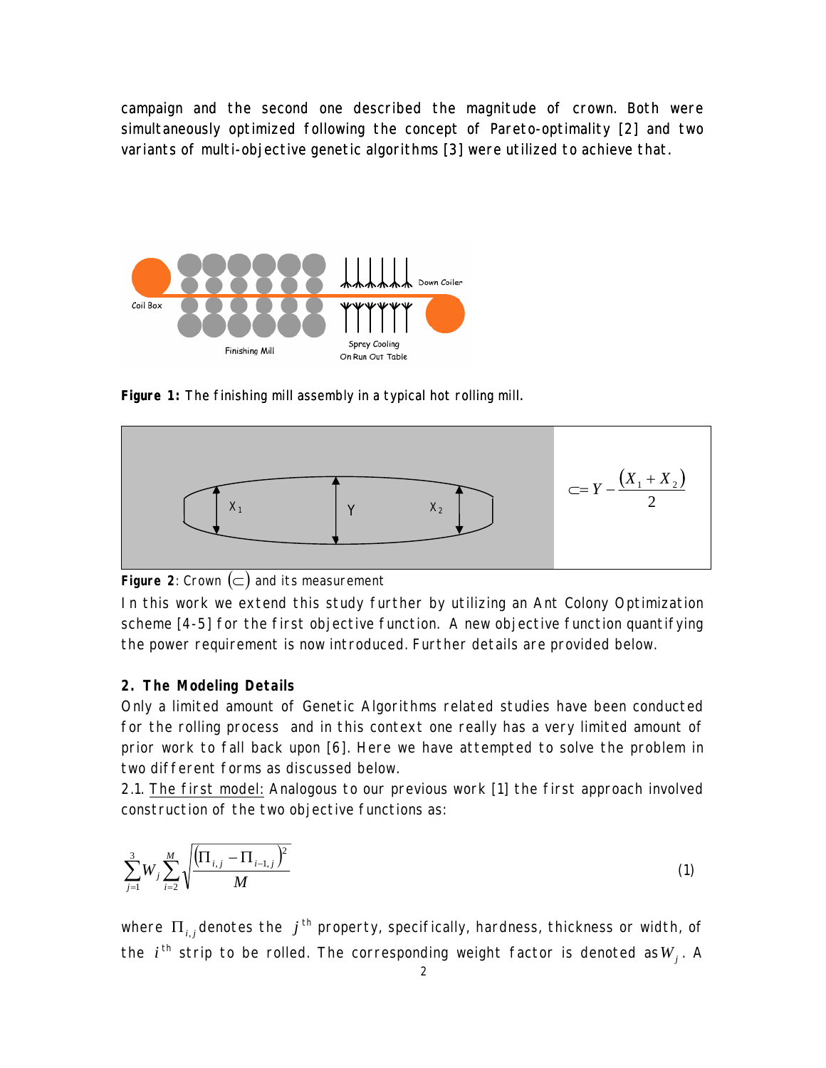campaign and the second one described the magnitude of crown. Both were simultaneously optimized following the concept of Pareto-optimality [2] and two variants of multi-objective genetic algorithms [3] were utilized to achieve that.

**Figure 1:** The finishing mill assembly in a typical hot rolling mill.

$$\subset = Y - \frac{(X_1 + X_2)}{2}$$

**Figure 2**: Crown $(\subset)$ and its measurement

In this work we extend this study further by utilizing an Ant Colony Optimization scheme [4-5] for the first objective function. A new objective function quantifying the power requirement is now introduced. Further details are provided below.

## 2. The Modeling Details

Only a limited amount of Genetic Algorithms related studies have been conducted for the rolling process and in this context one really has a very limited amount of prior work to fall back upon [6]. Here we have attempted to solve the problem in two different forms as discussed below.

2.1. The first model: Analogous to our previous work [1] the first approach involved construction of the two objective functions as:

$$\sum_{j=1}^{3} W_j \sum_{i=2}^{M} \sqrt{\frac{\left(\Pi_{i,j} - \Pi_{i-1,j}\right)^2}{M}} \tag{1}$$

where $\Pi_{i,j}$ denotes the $j^{th}$ property, specifically, hardness, thickness or width, of the $i^{th}$ strip to be rolled. The corresponding weight factor is denoted as $W_j$. A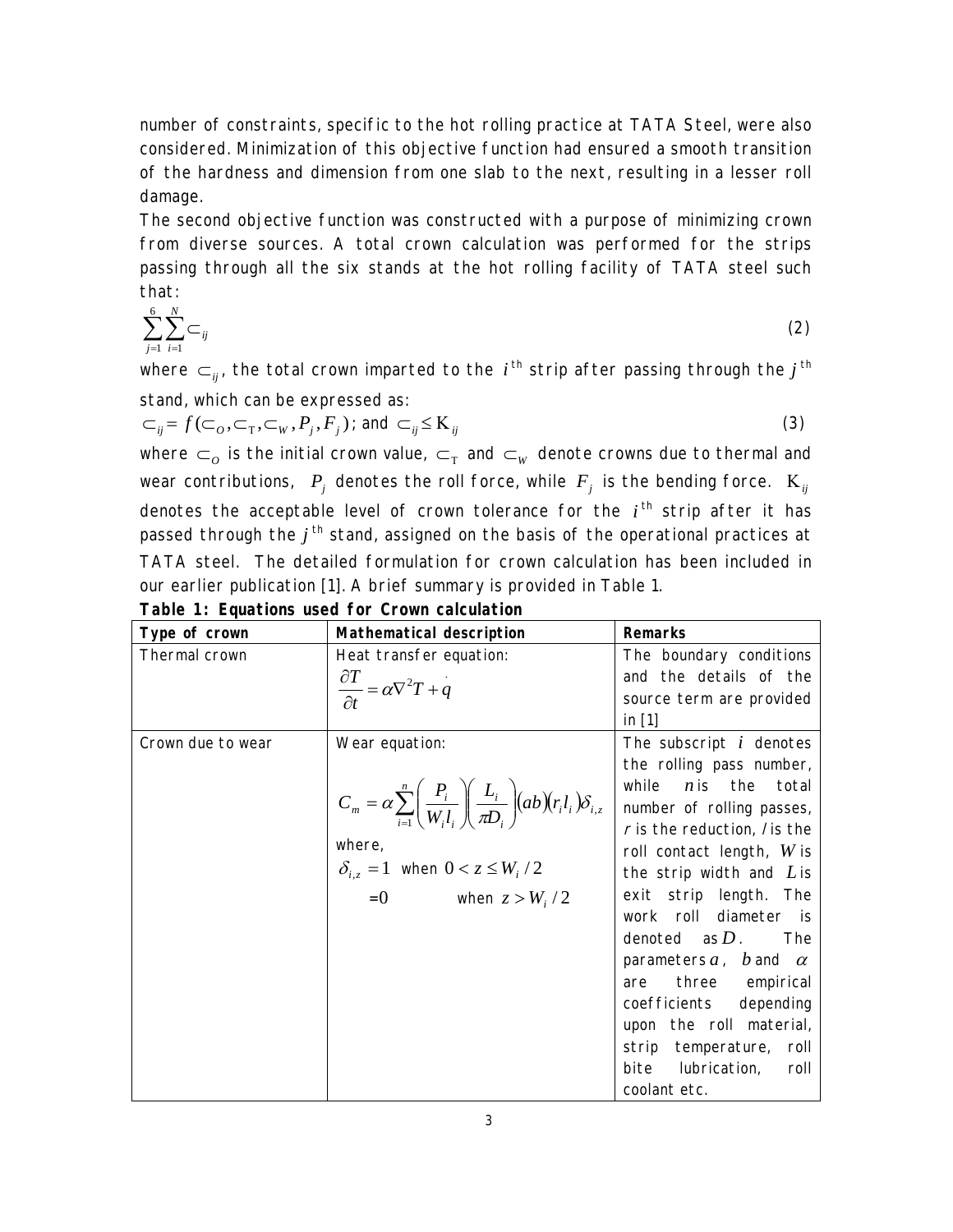number of constraints, specific to the hot rolling practice at TATA Steel, were also considered. Minimization of this objective function had ensured a smooth transition of the hardness and dimension from one slab to the next, resulting in a lesser roll damage.

The second objective function was constructed with a purpose of minimizing crown from diverse sources. A total crown calculation was performed for the strips passing through all the six stands at the hot rolling facility of TATA steel such that:

$$\sum_{j=1}^{6}\sum_{i=1}^{N} \subset_{ij} \tag{2}$$

where $\subset_{ij}$, the total crown imparted to the $i^{th}$ strip after passing through the $j^{th}$ stand, which can be expressed as:

$$\subset_{ij} = f(\subset_O, \subset_T, \subset_W, P_j, F_j)\text{; and } \subset_{ij} \leq K_{ij} \tag{3}$$

where $\subset_O$ is the initial crown value, $\subset_T$ and $\subset_W$ denote crowns due to thermal and wear contributions, $P_j$ denotes the roll force, while $F_j$ is the bending force. $K_{ij}$ denotes the acceptable level of crown tolerance for the $i^{th}$ strip after it has passed through the $j^{th}$ stand, assigned on the basis of the operational practices at TATA steel. The detailed formulation for crown calculation has been included in our earlier publication [1]. A brief summary is provided in Table 1.

**Table 1: Equations used for Crown calculation**

| Type of crown | Mathematical description | Remarks |
|---|---|---|
| Thermal crown | Heat transfer equation: $\frac{\partial T}{\partial t} = \alpha \nabla^2 T + \dot{q}$ | The boundary conditions and the details of the source term are provided in [1] |
| Crown due to wear | Wear equation: $C_m = \alpha \sum_{i=1}^{n} \left(\frac{P_i}{W_i l_i}\right)\left(\frac{L_i}{\pi D_i}\right)(ab)(r_i l_i)\delta_{i,z}$ where, $\delta_{i,z} = 1$ when $0 < z \leq W_i/2$; $=0$ when $z > W_i/2$ | The subscript $i$ denotes the rolling pass number, while $n$ is the total number of rolling passes, $r$ is the reduction, $l$ is the roll contact length, $W$ is the strip width and $L$ is exit strip length. The work roll diameter is denoted as $D$. The parameters $a$, $b$ and $\alpha$ are three empirical coefficients depending upon the roll material, strip temperature, roll bite lubrication, roll coolant etc. |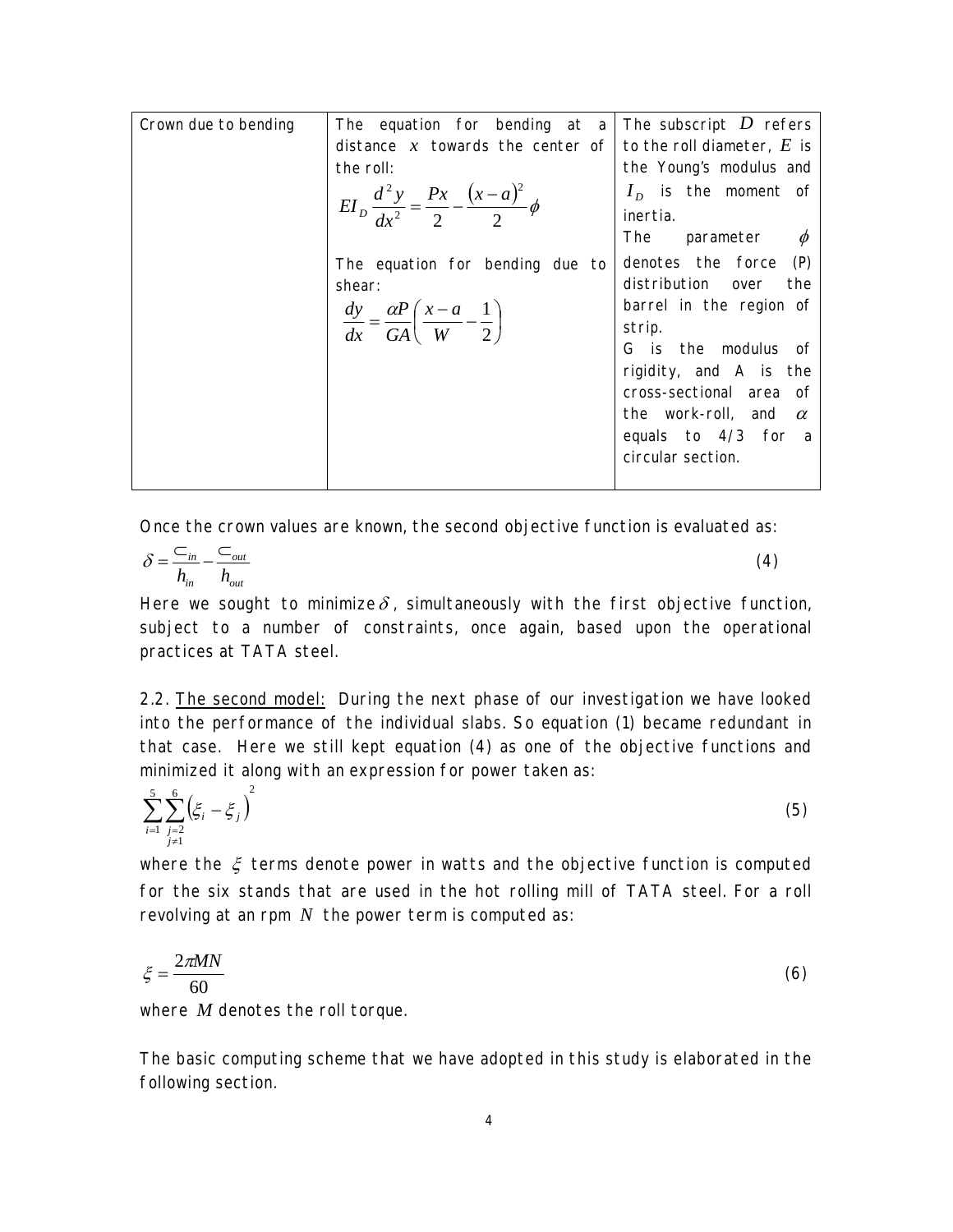| Crown due to bending | The equation for bending at a distance $x$ towards the center of the roll: $EI_D \frac{d^2 y}{dx^2} = \frac{Px}{2} - \frac{(x-a)^2}{2}\phi$ <br><br> The equation for bending due to shear: $\frac{dy}{dx} = \frac{\alpha P}{GA}\left(\frac{x-a}{W} - \frac{1}{2}\right)$ | The subscript $D$ refers to the roll diameter, $E$ is the Young's modulus and $I_D$ is the moment of inertia. The parameter $\phi$ denotes the force (P) distribution over the barrel in the region of strip. G is the modulus of rigidity, and A is the cross-sectional area of the work-roll, and $\alpha$ equals to 4/3 for a circular section. |
|---|---|---|

Once the crown values are known, the second objective function is evaluated as:

$$\delta = \frac{\subset_{in}}{h_{in}} - \frac{\subset_{out}}{h_{out}} \tag{4}$$

Here we sought to minimize $\delta$, simultaneously with the first objective function, subject to a number of constraints, once again, based upon the operational practices at TATA steel.

2.2. <u>The second model:</u> During the next phase of our investigation we have looked into the performance of the individual slabs. So equation (1) became redundant in that case. Here we still kept equation (4) as one of the objective functions and minimized it along with an expression for power taken as:

$$\sum_{i=1}^{5}\sum_{\substack{j=2 \\ j\neq 1}}^{6}\left(\xi_i - \xi_j\right)^2 \tag{5}$$

where the $\xi$ terms denote power in watts and the objective function is computed for the six stands that are used in the hot rolling mill of TATA steel. For a roll revolving at an rpm $N$ the power term is computed as:

$$\xi = \frac{2\pi MN}{60} \tag{6}$$

where $M$ denotes the roll torque.

The basic computing scheme that we have adopted in this study is elaborated in the following section.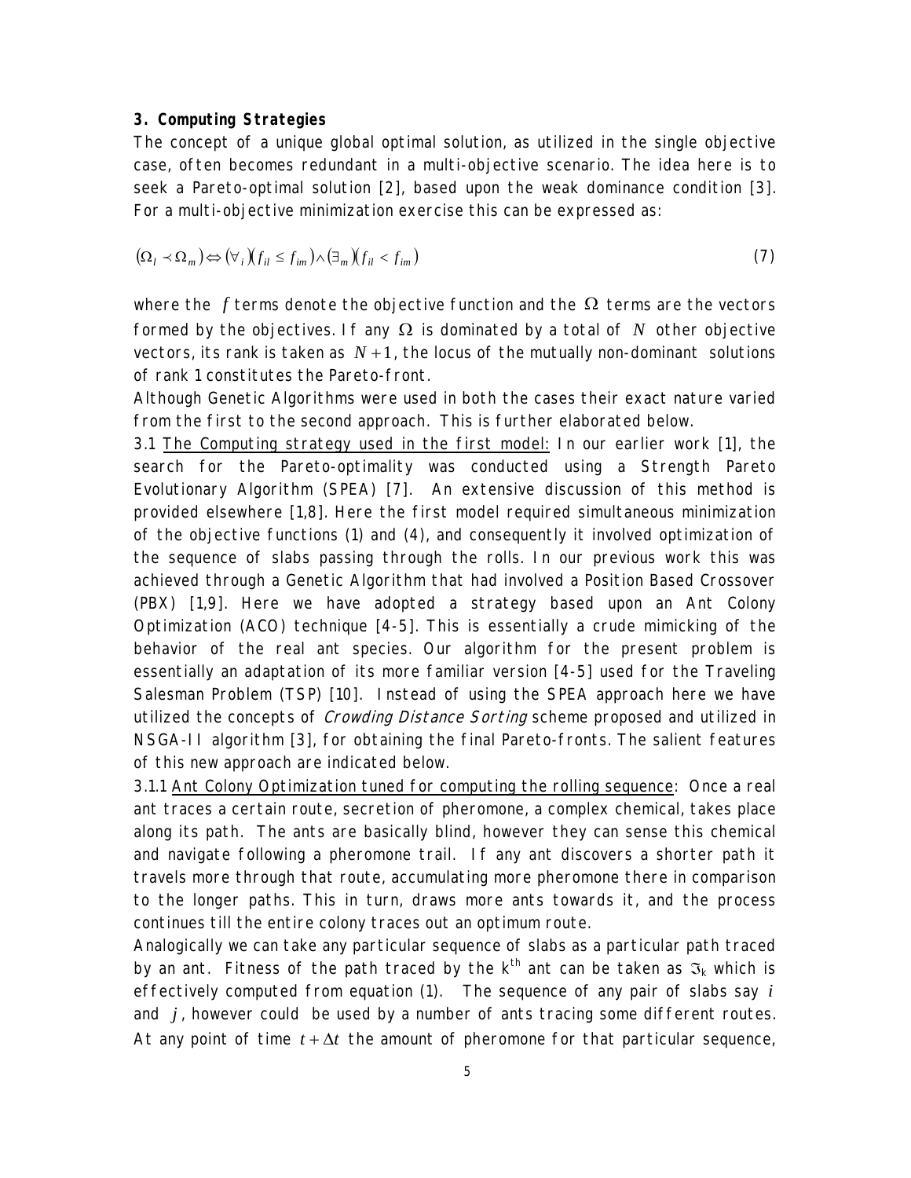### 3. Computing Strategies

The concept of a unique global optimal solution, as utilized in the single objective case, often becomes redundant in a multi-objective scenario. The idea here is to seek a Pareto-optimal solution [2], based upon the weak dominance condition [3]. For a multi-objective minimization exercise this can be expressed as:

$$(\Omega_l \prec \Omega_m) \Leftrightarrow (\forall_i)(f_{il} \leq f_{im}) \wedge (\exists_m)(f_{il} < f_{im}) \tag{7}$$

where the $f$ terms denote the objective function and the $\Omega$ terms are the vectors formed by the objectives. If any $\Omega$ is dominated by a total of $N$ other objective vectors, its rank is taken as $N+1$, the locus of the mutually non-dominant solutions of rank 1 constitutes the Pareto-front.

Although Genetic Algorithms were used in both the cases their exact nature varied from the first to the second approach. This is further elaborated below.

3.1 <u>The Computing strategy used in the first model:</u> In our earlier work [1], the search for the Pareto-optimality was conducted using a Strength Pareto Evolutionary Algorithm (SPEA) [7]. An extensive discussion of this method is provided elsewhere [1,8]. Here the first model required simultaneous minimization of the objective functions (1) and (4), and consequently it involved optimization of the sequence of slabs passing through the rolls. In our previous work this was achieved through a Genetic Algorithm that had involved a Position Based Crossover (PBX) [1,9]. Here we have adopted a strategy based upon an Ant Colony Optimization (ACO) technique [4-5]. This is essentially a crude mimicking of the behavior of the real ant species. Our algorithm for the present problem is essentially an adaptation of its more familiar version [4-5] used for the Traveling Salesman Problem (TSP) [10]. Instead of using the SPEA approach here we have utilized the concepts of *Crowding Distance Sorting* scheme proposed and utilized in NSGA-II algorithm [3], for obtaining the final Pareto-fronts. The salient features of this new approach are indicated below.

3.1.1 <u>Ant Colony Optimization tuned for computing the rolling sequence</u>: Once a real ant traces a certain route, secretion of pheromone, a complex chemical, takes place along its path. The ants are basically blind, however they can sense this chemical and navigate following a pheromone trail. If any ant discovers a shorter path it travels more through that route, accumulating more pheromone there in comparison to the longer paths. This in turn, draws more ants towards it, and the process continues till the entire colony traces out an optimum route.

Analogically we can take any particular sequence of slabs as a particular path traced by an ant. Fitness of the path traced by the $k^{th}$ ant can be taken as $\Im_k$ which is effectively computed from equation (1). The sequence of any pair of slabs say $i$ and $j$, however could be used by a number of ants tracing some different routes. At any point of time $t + \Delta t$ the amount of pheromone for that particular sequence,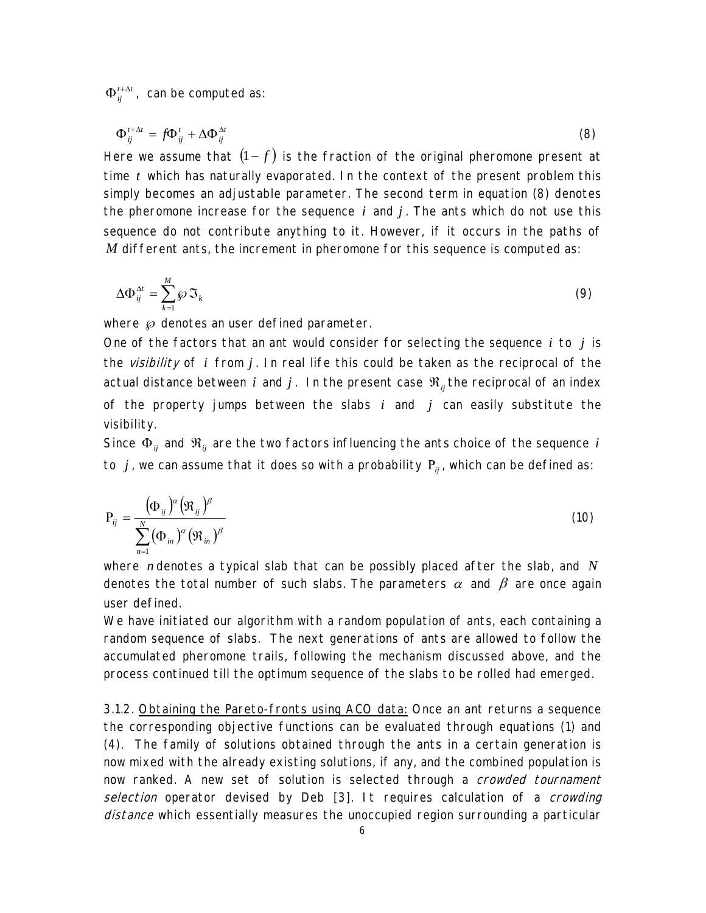$\Phi_{ij}^{t+\Delta t}$, can be computed as:

$$\Phi_{ij}^{t+\Delta t} = f\Phi_{ij}^{t} + \Delta\Phi_{ij}^{\Delta t} \tag{8}$$

Here we assume that $(1-f)$ is the fraction of the original pheromone present at time $t$ which has naturally evaporated. In the context of the present problem this simply becomes an adjustable parameter. The second term in equation (8) denotes the pheromone increase for the sequence $i$ and $j$. The ants which do not use this sequence do not contribute anything to it. However, if it occurs in the paths of $M$ different ants, the increment in pheromone for this sequence is computed as:

$$\Delta\Phi_{ij}^{\Delta t} = \sum_{k=1}^{M} \wp \Im_k \tag{9}$$

where $\wp$ denotes an user defined parameter.

One of the factors that an ant would consider for selecting the sequence $i$ to $j$ is the *visibility* of $i$ from $j$. In real life this could be taken as the reciprocal of the actual distance between $i$ and $j$. In the present case $\Re_{ij}$ the reciprocal of an index of the property jumps between the slabs $i$ and $j$ can easily substitute the visibility.

Since $\Phi_{ij}$ and $\Re_{ij}$ are the two factors influencing the ants choice of the sequence $i$ to $j$, we can assume that it does so with a probability $P_{ij}$, which can be defined as:

$$P_{ij} = \frac{(\Phi_{ij})^{\alpha}(\Re_{ij})^{\beta}}{\sum_{n=1}^{N}(\Phi_{in})^{\alpha}(\Re_{in})^{\beta}} \tag{10}$$

where $n$ denotes a typical slab that can be possibly placed after the slab, and $N$ denotes the total number of such slabs. The parameters $\alpha$ and $\beta$ are once again user defined.

We have initiated our algorithm with a random population of ants, each containing a random sequence of slabs. The next generations of ants are allowed to follow the accumulated pheromone trails, following the mechanism discussed above, and the process continued till the optimum sequence of the slabs to be rolled had emerged.

3.1.2. Obtaining the Pareto-fronts using ACO data: Once an ant returns a sequence the corresponding objective functions can be evaluated through equations (1) and (4). The family of solutions obtained through the ants in a certain generation is now mixed with the already existing solutions, if any, and the combined population is now ranked. A new set of solution is selected through a *crowded tournament selection* operator devised by Deb [3]. It requires calculation of a *crowding distance* which essentially measures the unoccupied region surrounding a particular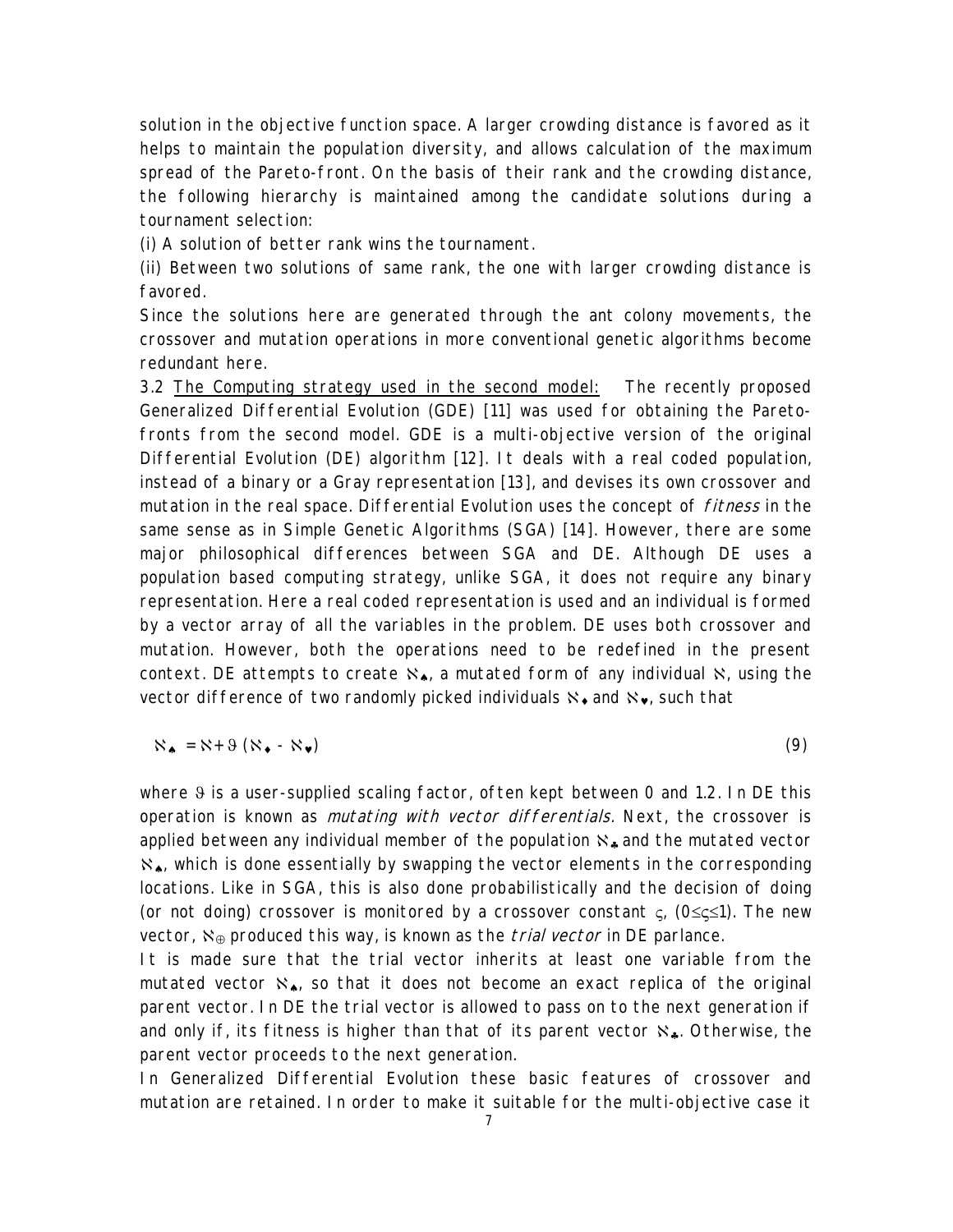solution in the objective function space. A larger crowding distance is favored as it helps to maintain the population diversity, and allows calculation of the maximum spread of the Pareto-front. On the basis of their rank and the crowding distance, the following hierarchy is maintained among the candidate solutions during a tournament selection:

(i) A solution of better rank wins the tournament.

(ii) Between two solutions of same rank, the one with larger crowding distance is favored.

Since the solutions here are generated through the ant colony movements, the crossover and mutation operations in more conventional genetic algorithms become redundant here.

3.2 <u>The Computing strategy used in the second model:</u> The recently proposed Generalized Differential Evolution (GDE) [11] was used for obtaining the Pareto-fronts from the second model. GDE is a multi-objective version of the original Differential Evolution (DE) algorithm [12]. It deals with a real coded population, instead of a binary or a Gray representation [13], and devises its own crossover and mutation in the real space. Differential Evolution uses the concept of *fitness* in the same sense as in Simple Genetic Algorithms (SGA) [14]. However, there are some major philosophical differences between SGA and DE. Although DE uses a population based computing strategy, unlike SGA, it does not require any binary representation. Here a real coded representation is used and an individual is formed by a vector array of all the variables in the problem. DE uses both crossover and mutation. However, both the operations need to be redefined in the present context. DE attempts to create $\aleph_{\spadesuit}$, a mutated form of any individual $\aleph$, using the vector difference of two randomly picked individuals $\aleph_{\blacklozenge}$ and $\aleph_{\heartsuit}$, such that

$$\aleph_{\spadesuit} = \aleph + \vartheta\,(\aleph_{\blacklozenge} - \aleph_{\heartsuit}) \tag{9}$$

where $\vartheta$ is a user-supplied scaling factor, often kept between 0 and 1.2. In DE this operation is known as *mutating with vector differentials.* Next, the crossover is applied between any individual member of the population $\aleph_{\clubsuit}$ and the mutated vector $\aleph_{\spadesuit}$, which is done essentially by swapping the vector elements in the corresponding locations. Like in SGA, this is also done probabilistically and the decision of doing (or not doing) crossover is monitored by a crossover constant $\varsigma$, $(0\leq\varsigma\leq1)$. The new vector, $\aleph_{\oplus}$ produced this way, is known as the *trial vector* in DE parlance.

It is made sure that the trial vector inherits at least one variable from the mutated vector $\aleph_{\spadesuit}$, so that it does not become an exact replica of the original parent vector. In DE the trial vector is allowed to pass on to the next generation if and only if, its fitness is higher than that of its parent vector $\aleph_{\clubsuit}$. Otherwise, the parent vector proceeds to the next generation.

In Generalized Differential Evolution these basic features of crossover and mutation are retained. In order to make it suitable for the multi-objective case it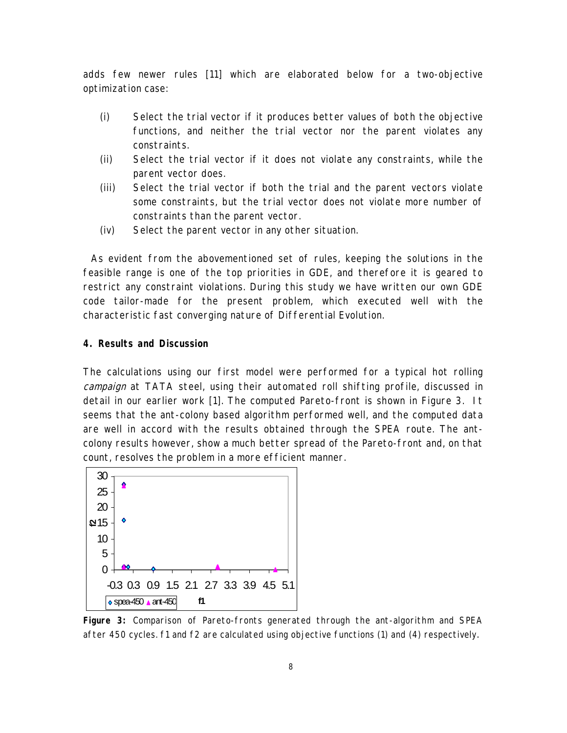adds few newer rules [11] which are elaborated below for a two-objective optimization case:

(i) Select the trial vector if it produces better values of both the objective functions, and neither the trial vector nor the parent violates any constraints.
(ii) Select the trial vector if it does not violate any constraints, while the parent vector does.
(iii) Select the trial vector if both the trial and the parent vectors violate some constraints, but the trial vector does not violate more number of constraints than the parent vector.
(iv) Select the parent vector in any other situation.

As evident from the abovementioned set of rules, keeping the solutions in the feasible range is one of the top priorities in GDE, and therefore it is geared to restrict any constraint violations. During this study we have written our own GDE code tailor-made for the present problem, which executed well with the characteristic fast converging nature of Differential Evolution.

**4. Results and Discussion**

The calculations using our first model were performed for a typical hot rolling *campaign* at TATA steel, using their automated roll shifting profile, discussed in detail in our earlier work [1]. The computed Pareto-front is shown in Figure 3. It seems that the ant-colony based algorithm performed well, and the computed data are well in accord with the results obtained through the SPEA route. The ant-colony results however, show a much better spread of the Pareto-front and, on that count, resolves the problem in a more efficient manner.

**Figure 3:** Comparison of Pareto-fronts generated through the ant-algorithm and SPEA after 450 cycles. f1 and f2 are calculated using objective functions (1) and (4) respectively.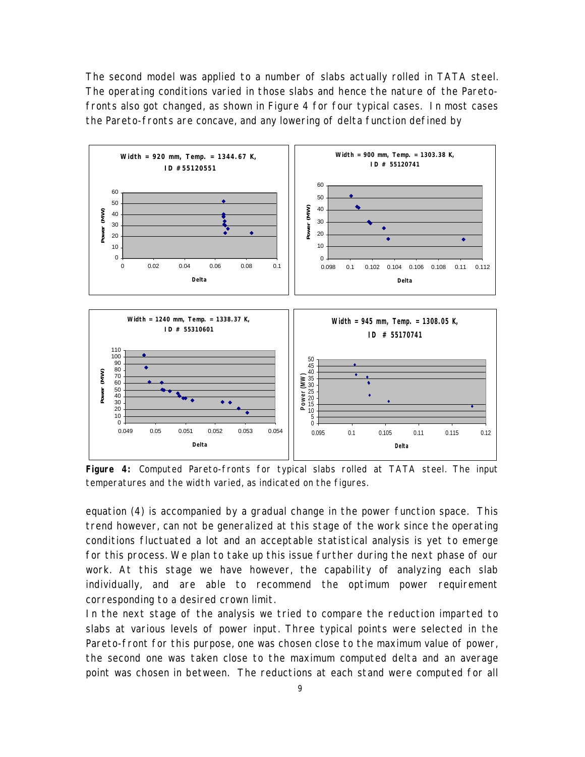The second model was applied to a number of slabs actually rolled in TATA steel. The operating conditions varied in those slabs and hence the nature of the Pareto-fronts also got changed, as shown in Figure 4 for four typical cases. In most cases the Pareto-fronts are concave, and any lowering of delta function defined by

**Figure 4:** Computed Pareto-fronts for typical slabs rolled at TATA steel. The input temperatures and the width varied, as indicated on the figures.

equation (4) is accompanied by a gradual change in the power function space. This trend however, can not be generalized at this stage of the work since the operating conditions fluctuated a lot and an acceptable statistical analysis is yet to emerge for this process. We plan to take up this issue further during the next phase of our work. At this stage we have however, the capability of analyzing each slab individually, and are able to recommend the optimum power requirement corresponding to a desired crown limit.

In the next stage of the analysis we tried to compare the reduction imparted to slabs at various levels of power input. Three typical points were selected in the Pareto-front for this purpose, one was chosen close to the maximum value of power, the second one was taken close to the maximum computed delta and an average point was chosen in between. The reductions at each stand were computed for all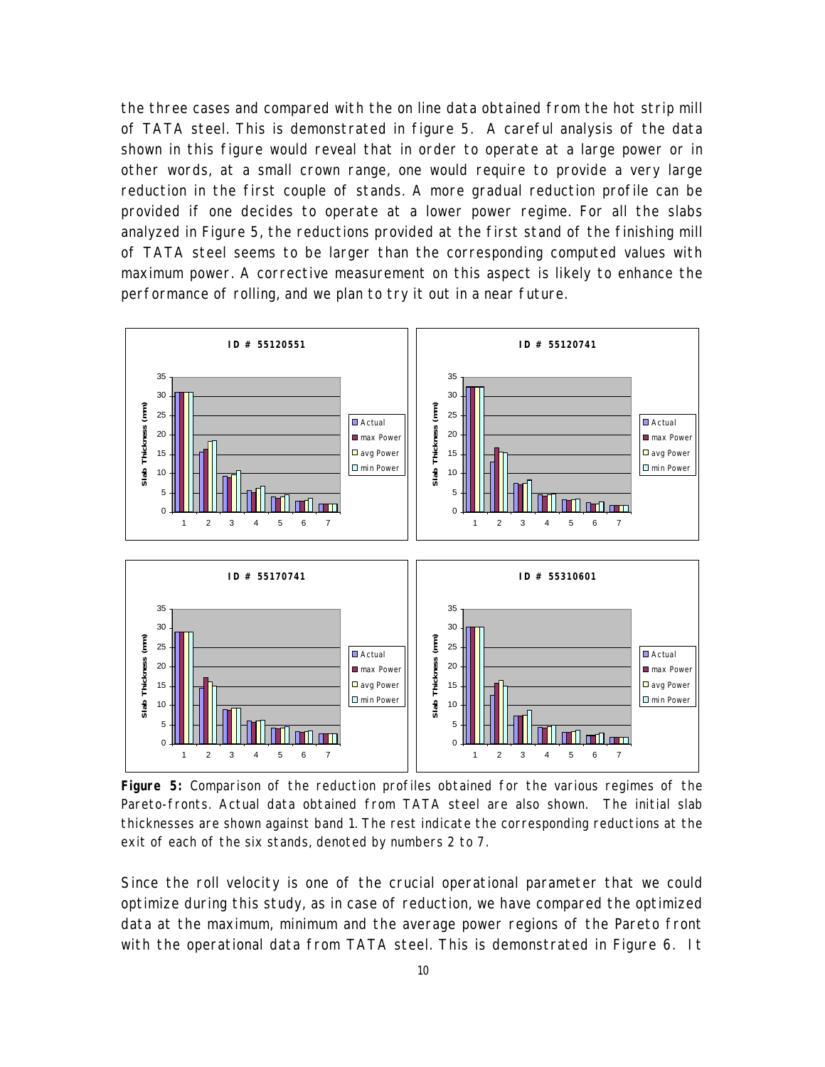the three cases and compared with the on line data obtained from the hot strip mill of TATA steel. This is demonstrated in figure 5. A careful analysis of the data shown in this figure would reveal that in order to operate at a large power or in other words, at a small crown range, one would require to provide a very large reduction in the first couple of stands. A more gradual reduction profile can be provided if one decides to operate at a lower power regime. For all the slabs analyzed in Figure 5, the reductions provided at the first stand of the finishing mill of TATA steel seems to be larger than the corresponding computed values with maximum power. A corrective measurement on this aspect is likely to enhance the performance of rolling, and we plan to try it out in a near future.

**Figure 5:** Comparison of the reduction profiles obtained for the various regimes of the Pareto-fronts. Actual data obtained from TATA steel are also shown. The initial slab thicknesses are shown against band 1. The rest indicate the corresponding reductions at the exit of each of the six stands, denoted by numbers 2 to 7.

Since the roll velocity is one of the crucial operational parameter that we could optimize during this study, as in case of reduction, we have compared the optimized data at the maximum, minimum and the average power regions of the Pareto front with the operational data from TATA steel. This is demonstrated in Figure 6. It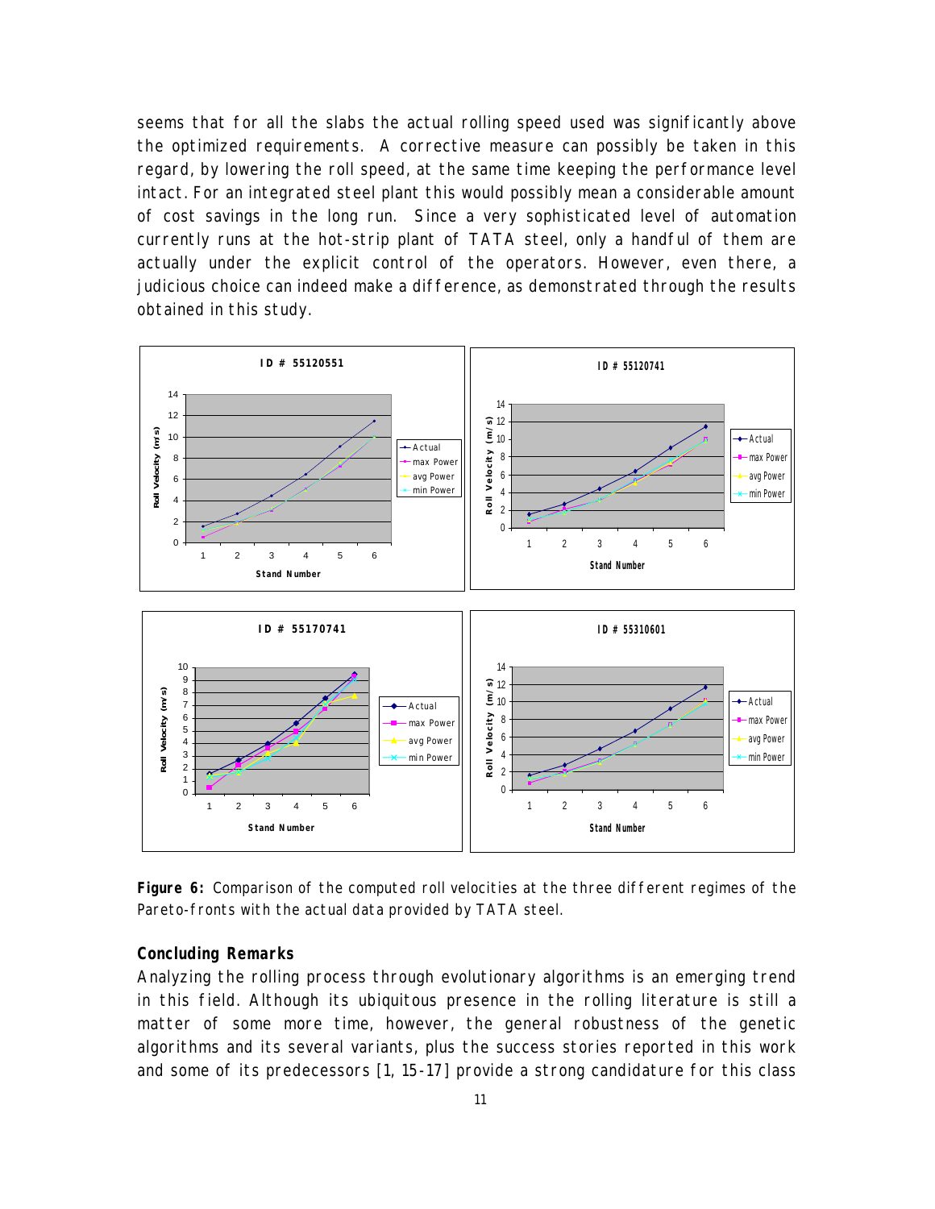seems that for all the slabs the actual rolling speed used was significantly above the optimized requirements. A corrective measure can possibly be taken in this regard, by lowering the roll speed, at the same time keeping the performance level intact. For an integrated steel plant this would possibly mean a considerable amount of cost savings in the long run. Since a very sophisticated level of automation currently runs at the hot-strip plant of TATA steel, only a handful of them are actually under the explicit control of the operators. However, even there, a judicious choice can indeed make a difference, as demonstrated through the results obtained in this study.

**Figure 6:** Comparison of the computed roll velocities at the three different regimes of the Pareto-fronts with the actual data provided by TATA steel.

## Concluding Remarks

Analyzing the rolling process through evolutionary algorithms is an emerging trend in this field. Although its ubiquitous presence in the rolling literature is still a matter of some more time, however, the general robustness of the genetic algorithms and its several variants, plus the success stories reported in this work and some of its predecessors [1, 15-17] provide a strong candidature for this class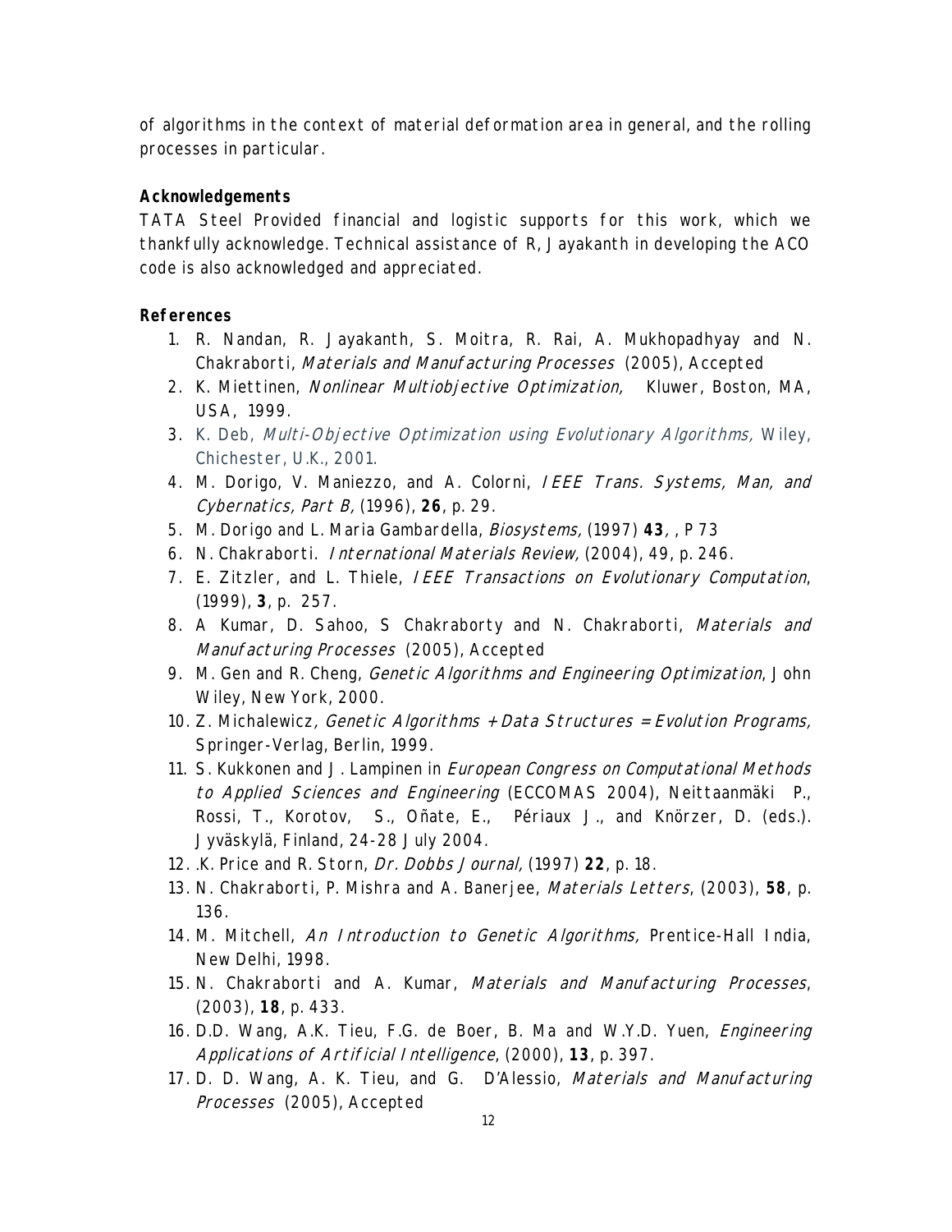of algorithms in the context of material deformation area in general, and the rolling processes in particular.

**Acknowledgements**

TATA Steel Provided financial and logistic supports for this work, which we thankfully acknowledge. Technical assistance of R, Jayakanth in developing the ACO code is also acknowledged and appreciated.

**References**

1. R. Nandan, R. Jayakanth, S. Moitra, R. Rai, A. Mukhopadhyay and N. Chakraborti, *Materials and Manufacturing Processes* (2005), Accepted
2. K. Miettinen, *Nonlinear Multiobjective Optimization,* Kluwer, Boston, MA, USA, 1999.
3. K. Deb, *Multi-Objective Optimization using Evolutionary Algorithms,* Wiley, Chichester, U.K., 2001.
4. M. Dorigo, V. Maniezzo, and A. Colorni, *IEEE Trans. Systems, Man, and Cybernatics, Part B,* (1996), **26**, p. 29.
5. M. Dorigo and L. Maria Gambardella, *Biosystems,* (1997) **43**, , P 73
6. N. Chakraborti. *International Materials Review,* (2004), 49, p. 246.
7. E. Zitzler, and L. Thiele, *IEEE Transactions on Evolutionary Computation*, (1999), **3**, p. 257.
8. A Kumar, D. Sahoo, S Chakraborty and N. Chakraborti, *Materials and Manufacturing Processes* (2005), Accepted
9. M. Gen and R. Cheng, *Genetic Algorithms and Engineering Optimization*, John Wiley, New York, 2000.
10. Z. Michalewicz*, Genetic Algorithms + Data Structures = Evolution Programs,* Springer-Verlag, Berlin, 1999.
11. S. Kukkonen and J. Lampinen in *European Congress on Computational Methods to Applied Sciences and Engineering* (ECCOMAS 2004), Neittaanmäki P., Rossi, T., Korotov, S., Oñate, E., Périaux J., and Knörzer, D. (eds.). Jyväskylä, Finland, 24-28 July 2004.
12. .K. Price and R. Storn, *Dr. Dobbs Journal,* (1997) **22**, p. 18.
13. N. Chakraborti, P. Mishra and A. Banerjee, *Materials Letters*, (2003), **58**, p. 136.
14. M. Mitchell, *An Introduction to Genetic Algorithms,* Prentice-Hall India, New Delhi, 1998.
15. N. Chakraborti and A. Kumar, *Materials and Manufacturing Processes*, (2003), **18**, p. 433.
16. D.D. Wang, A.K. Tieu, F.G. de Boer, B. Ma and W.Y.D. Yuen, *Engineering Applications of Artificial Intelligence*, (2000), **13**, p. 397.
17. D. D. Wang, A. K. Tieu, and G. D'Alessio, *Materials and Manufacturing Processes* (2005), Accepted